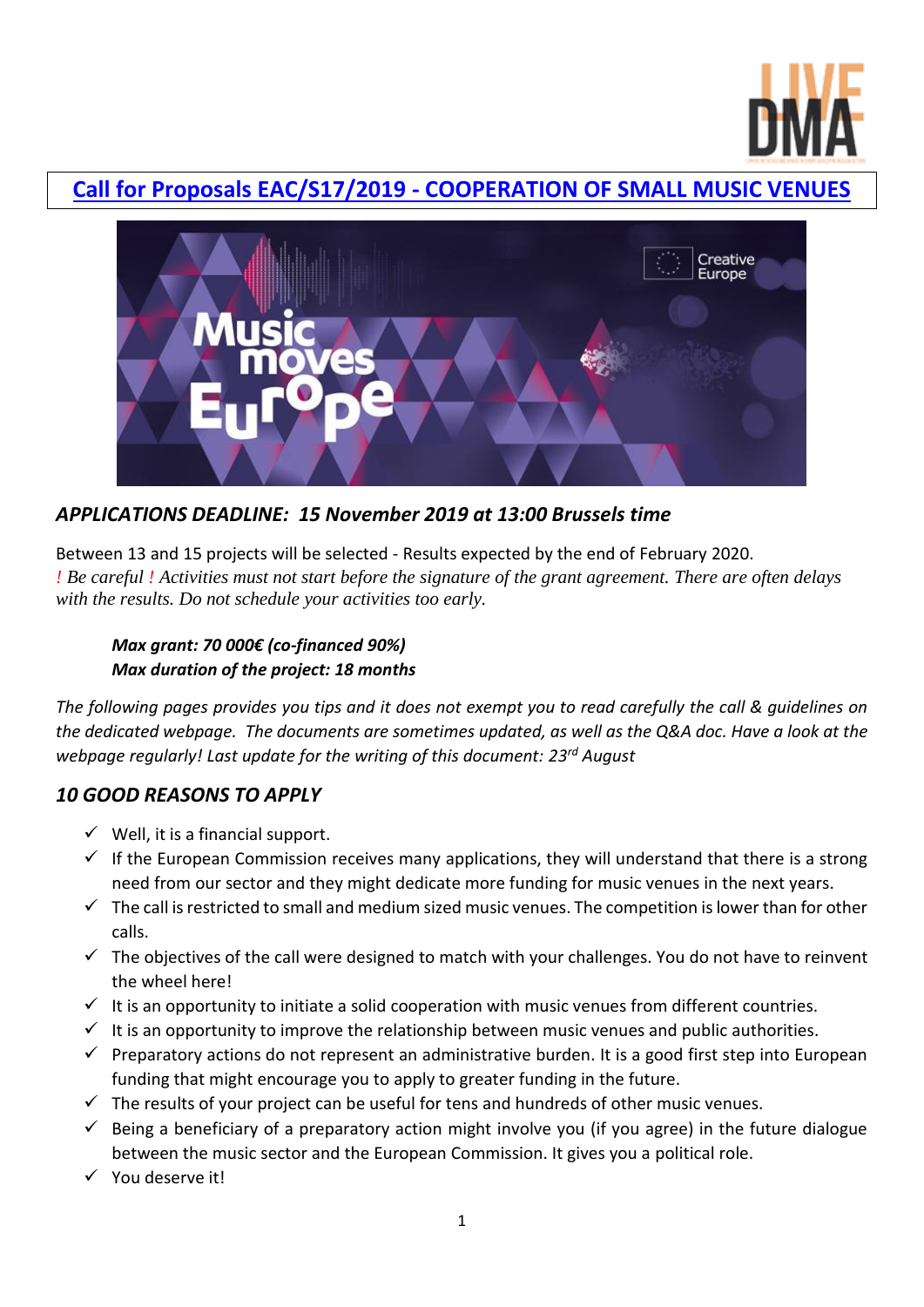# Call for Proposals EAC/S17/2019 - COOPERATION OF SMALL MUSIC VENUES

## *APPLICATIONS DEADLINE: 15 November 2019 at 13:00 Brussels time*

Between 13 and 15 projects will be selected - Results expected by the end of February 2020.
*! Be careful ! Activities must not start before the signature of the grant agreement. There are often delays with the results. Do not schedule your activities too early.*

> ***Max grant: 70 000€ (co-financed 90%)***
> ***Max duration of the project: 18 months***

*The following pages provides you tips and it does not exempt you to read carefully the call & guidelines on the dedicated webpage. The documents are sometimes updated, as well as the Q&A doc. Have a look at the webpage regularly! Last update for the writing of this document: 23rd August*

## *10 GOOD REASONS TO APPLY*

- ✓ Well, it is a financial support.
- ✓ If the European Commission receives many applications, they will understand that there is a strong need from our sector and they might dedicate more funding for music venues in the next years.
- ✓ The call is restricted to small and medium sized music venues. The competition is lower than for other calls.
- ✓ The objectives of the call were designed to match with your challenges. You do not have to reinvent the wheel here!
- ✓ It is an opportunity to initiate a solid cooperation with music venues from different countries.
- ✓ It is an opportunity to improve the relationship between music venues and public authorities.
- ✓ Preparatory actions do not represent an administrative burden. It is a good first step into European funding that might encourage you to apply to greater funding in the future.
- ✓ The results of your project can be useful for tens and hundreds of other music venues.
- ✓ Being a beneficiary of a preparatory action might involve you (if you agree) in the future dialogue between the music sector and the European Commission. It gives you a political role.
- ✓ You deserve it!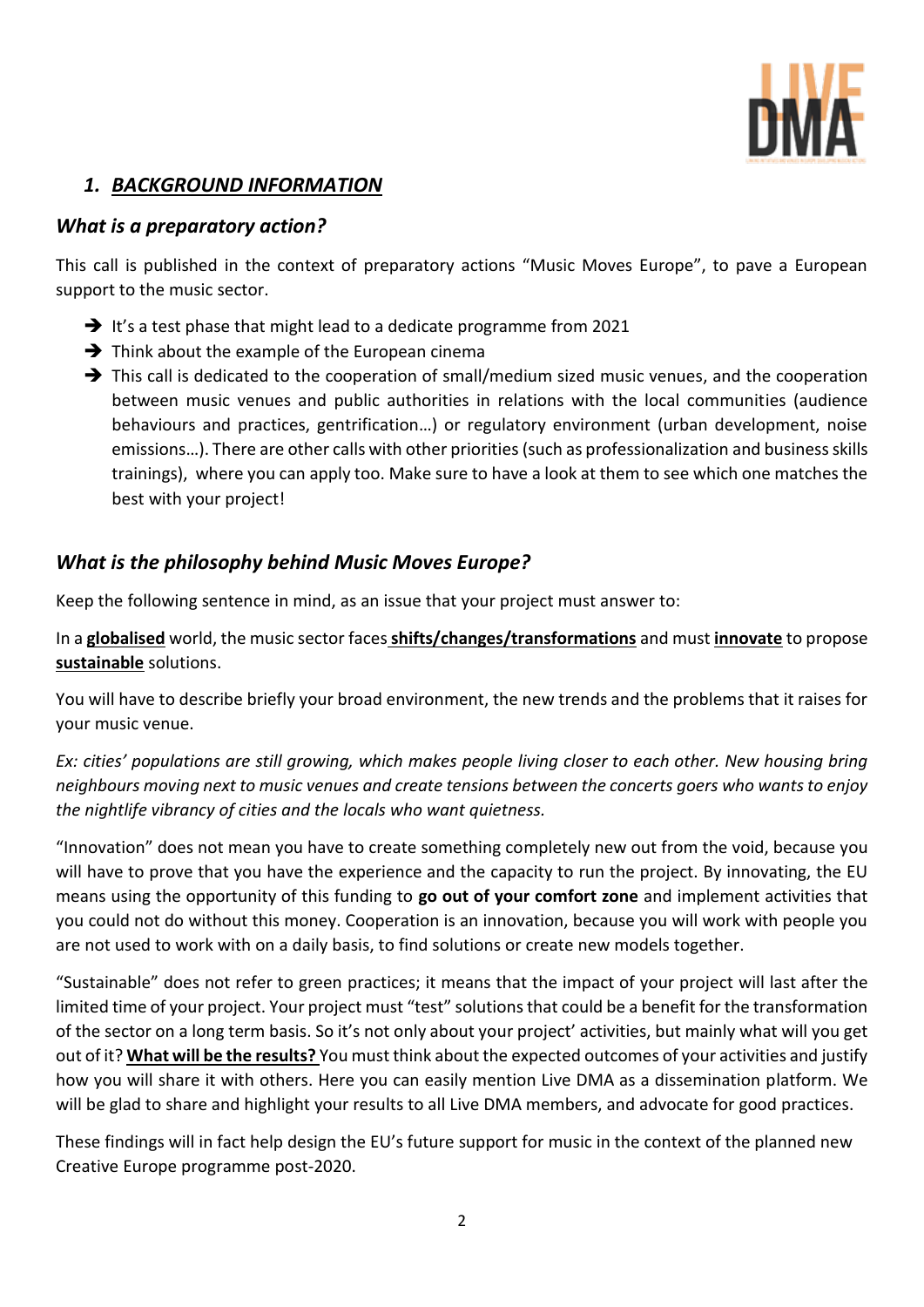## 1. ***BACKGROUND INFORMATION***

### *What is a preparatory action?*

This call is published in the context of preparatory actions "Music Moves Europe", to pave a European support to the music sector.

- ➔ It's a test phase that might lead to a dedicate programme from 2021
- ➔ Think about the example of the European cinema
- ➔ This call is dedicated to the cooperation of small/medium sized music venues, and the cooperation between music venues and public authorities in relations with the local communities (audience behaviours and practices, gentrification…) or regulatory environment (urban development, noise emissions…). There are other calls with other priorities (such as professionalization and business skills trainings), where you can apply too. Make sure to have a look at them to see which one matches the best with your project!

### *What is the philosophy behind Music Moves Europe?*

Keep the following sentence in mind, as an issue that your project must answer to:

In a **globalised** world, the music sector faces **shifts/changes/transformations** and must **innovate** to propose **sustainable** solutions.

You will have to describe briefly your broad environment, the new trends and the problems that it raises for your music venue.

*Ex: cities' populations are still growing, which makes people living closer to each other. New housing bring neighbours moving next to music venues and create tensions between the concerts goers who wants to enjoy the nightlife vibrancy of cities and the locals who want quietness.*

"Innovation" does not mean you have to create something completely new out from the void, because you will have to prove that you have the experience and the capacity to run the project. By innovating, the EU means using the opportunity of this funding to **go out of your comfort zone** and implement activities that you could not do without this money. Cooperation is an innovation, because you will work with people you are not used to work with on a daily basis, to find solutions or create new models together.

"Sustainable" does not refer to green practices; it means that the impact of your project will last after the limited time of your project. Your project must "test" solutions that could be a benefit for the transformation of the sector on a long term basis. So it's not only about your project' activities, but mainly what will you get out of it? **What will be the results?** You must think about the expected outcomes of your activities and justify how you will share it with others. Here you can easily mention Live DMA as a dissemination platform. We will be glad to share and highlight your results to all Live DMA members, and advocate for good practices.

These findings will in fact help design the EU's future support for music in the context of the planned new Creative Europe programme post-2020.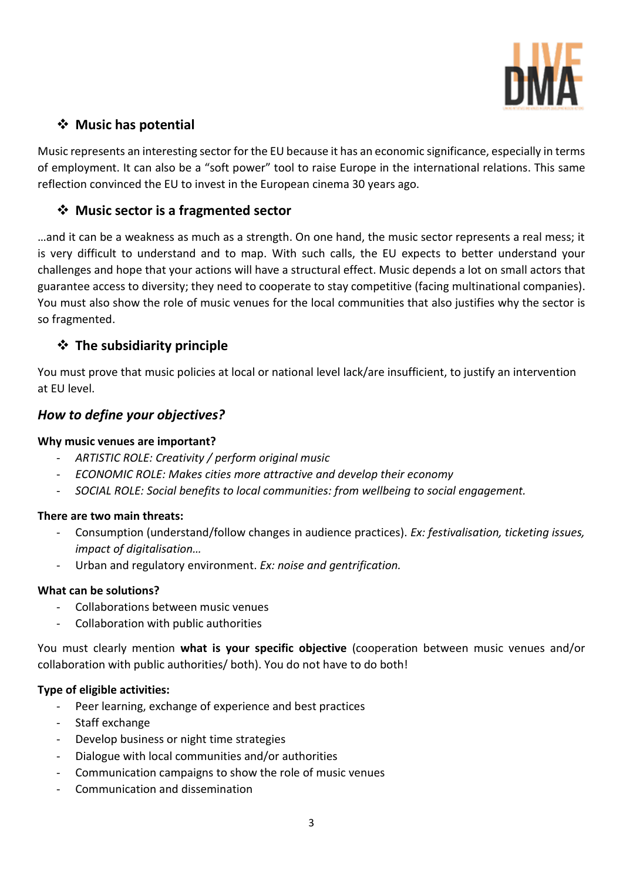### ❖ Music has potential

Music represents an interesting sector for the EU because it has an economic significance, especially in terms of employment. It can also be a "soft power" tool to raise Europe in the international relations. This same reflection convinced the EU to invest in the European cinema 30 years ago.

### ❖ Music sector is a fragmented sector

…and it can be a weakness as much as a strength. On one hand, the music sector represents a real mess; it is very difficult to understand and to map. With such calls, the EU expects to better understand your challenges and hope that your actions will have a structural effect. Music depends a lot on small actors that guarantee access to diversity; they need to cooperate to stay competitive (facing multinational companies). You must also show the role of music venues for the local communities that also justifies why the sector is so fragmented.

### ❖ The subsidiarity principle

You must prove that music policies at local or national level lack/are insufficient, to justify an intervention at EU level.

## *How to define your objectives?*

**Why music venues are important?**

- *ARTISTIC ROLE: Creativity / perform original music*
- *ECONOMIC ROLE: Makes cities more attractive and develop their economy*
- *SOCIAL ROLE: Social benefits to local communities: from wellbeing to social engagement.*

**There are two main threats:**

- Consumption (understand/follow changes in audience practices). *Ex: festivalisation, ticketing issues, impact of digitalisation…*
- Urban and regulatory environment. *Ex: noise and gentrification.*

**What can be solutions?**

- Collaborations between music venues
- Collaboration with public authorities

You must clearly mention **what is your specific objective** (cooperation between music venues and/or collaboration with public authorities/ both). You do not have to do both!

**Type of eligible activities:**

- Peer learning, exchange of experience and best practices
- Staff exchange
- Develop business or night time strategies
- Dialogue with local communities and/or authorities
- Communication campaigns to show the role of music venues
- Communication and dissemination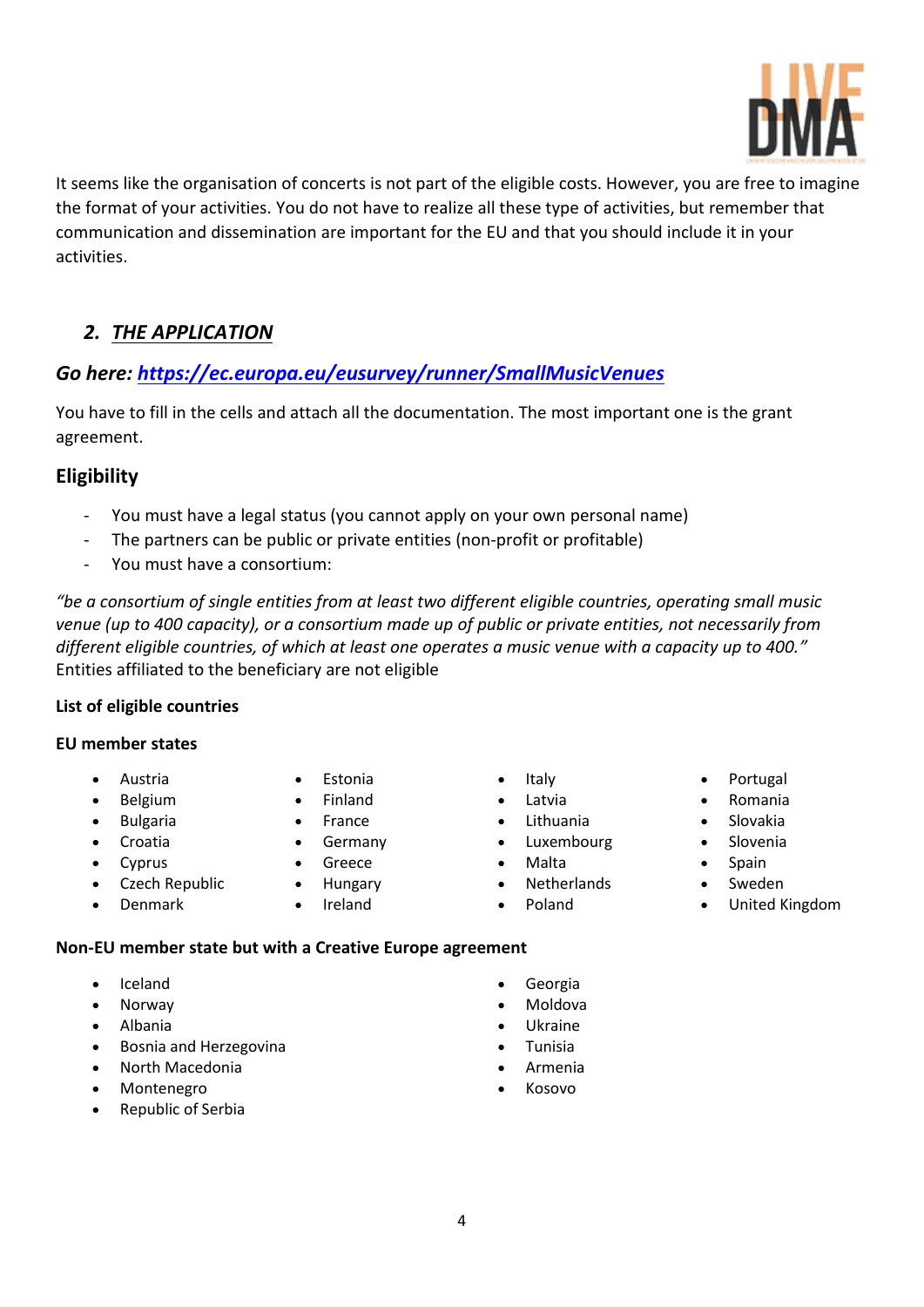It seems like the organisation of concerts is not part of the eligible costs. However, you are free to imagine the format of your activities. You do not have to realize all these type of activities, but remember that communication and dissemination are important for the EU and that you should include it in your activities.

## 2. *THE APPLICATION*

### *Go here: [https://ec.europa.eu/eusurvey/runner/SmallMusicVenues](https://ec.europa.eu/eusurvey/runner/SmallMusicVenues)*

You have to fill in the cells and attach all the documentation. The most important one is the grant agreement.

### Eligibility

- You must have a legal status (you cannot apply on your own personal name)
- The partners can be public or private entities (non-profit or profitable)
- You must have a consortium:

*"be a consortium of single entities from at least two different eligible countries, operating small music venue (up to 400 capacity), or a consortium made up of public or private entities, not necessarily from different eligible countries, of which at least one operates a music venue with a capacity up to 400."*
Entities affiliated to the beneficiary are not eligible

**List of eligible countries**

**EU member states**

- Austria
- Belgium
- Bulgaria
- Croatia
- Cyprus
- Czech Republic
- Denmark
- Estonia
- Finland
- France
- Germany
- Greece
- Hungary
- Ireland
- Italy
- Latvia
- Lithuania
- Luxembourg
- Malta
- Netherlands
- Poland
- Portugal
- Romania
- Slovakia
- Slovenia
- Spain
- Sweden
- United Kingdom

**Non-EU member state but with a Creative Europe agreement**

- Iceland
- Norway
- Albania
- Bosnia and Herzegovina
- North Macedonia
- Montenegro
- Republic of Serbia
- Georgia
- Moldova
- Ukraine
- Tunisia
- Armenia
- Kosovo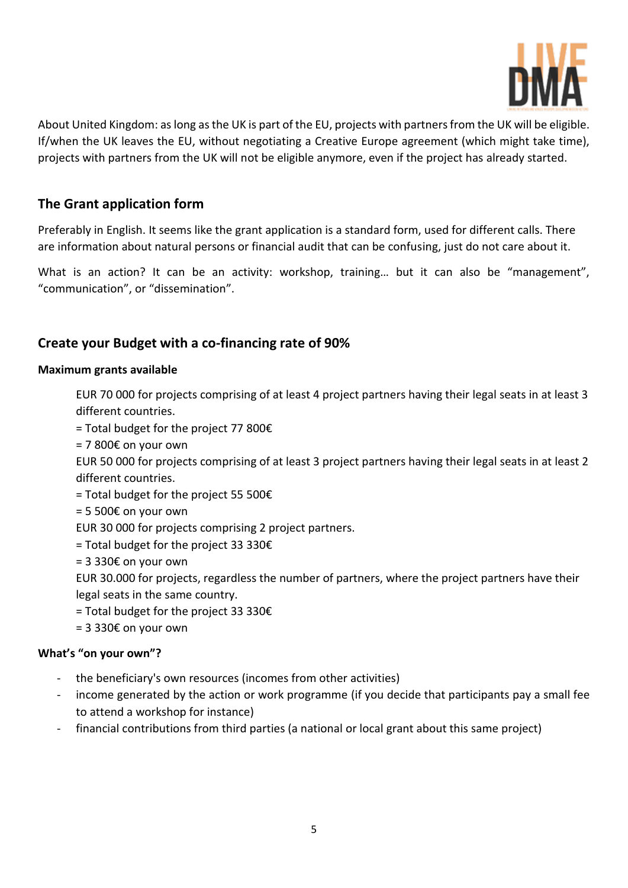About United Kingdom: as long as the UK is part of the EU, projects with partners from the UK will be eligible. If/when the UK leaves the EU, without negotiating a Creative Europe agreement (which might take time), projects with partners from the UK will not be eligible anymore, even if the project has already started.

## The Grant application form

Preferably in English. It seems like the grant application is a standard form, used for different calls. There are information about natural persons or financial audit that can be confusing, just do not care about it.

What is an action? It can be an activity: workshop, training… but it can also be "management", "communication", or "dissemination".

## Create your Budget with a co-financing rate of 90%

**Maximum grants available**

EUR 70 000 for projects comprising of at least 4 project partners having their legal seats in at least 3 different countries.
= Total budget for the project 77 800€
= 7 800€ on your own
EUR 50 000 for projects comprising of at least 3 project partners having their legal seats in at least 2 different countries.
= Total budget for the project 55 500€
= 5 500€ on your own
EUR 30 000 for projects comprising 2 project partners.
= Total budget for the project 33 330€
= 3 330€ on your own
EUR 30.000 for projects, regardless the number of partners, where the project partners have their legal seats in the same country.
= Total budget for the project 33 330€
= 3 330€ on your own

**What's "on your own"?**

- the beneficiary's own resources (incomes from other activities)
- income generated by the action or work programme (if you decide that participants pay a small fee to attend a workshop for instance)
- financial contributions from third parties (a national or local grant about this same project)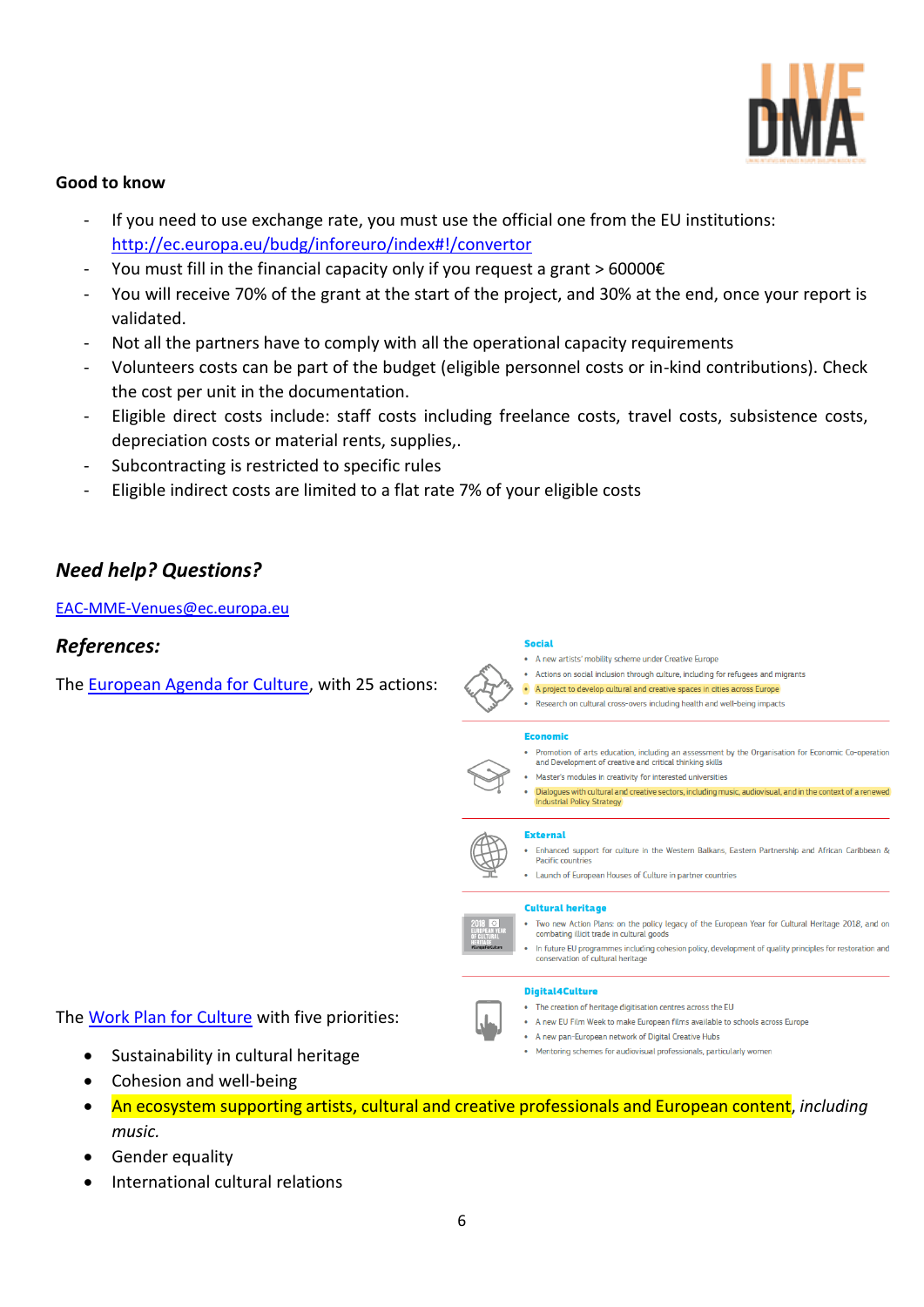**Good to know**

- If you need to use exchange rate, you must use the official one from the EU institutions: http://ec.europa.eu/budg/inforeuro/index#!/convertor
- You must fill in the financial capacity only if you request a grant > 60000€
- You will receive 70% of the grant at the start of the project, and 30% at the end, once your report is validated.
- Not all the partners have to comply with all the operational capacity requirements
- Volunteers costs can be part of the budget (eligible personnel costs or in-kind contributions). Check the cost per unit in the documentation.
- Eligible direct costs include: staff costs including freelance costs, travel costs, subsistence costs, depreciation costs or material rents, supplies,.
- Subcontracting is restricted to specific rules
- Eligible indirect costs are limited to a flat rate 7% of your eligible costs

## *Need help? Questions?*

EAC-MME-Venues@ec.europa.eu

## *References:*

The European Agenda for Culture, with 25 actions:

**Social**

- A new artists' mobility scheme under Creative Europe
- Actions on social inclusion through culture, including for refugees and migrants
- A project to develop cultural and creative spaces in cities across Europe
- Research on cultural cross-overs including health and well-being impacts

**Economic**

- Promotion of arts education, including an assessment by the Organisation for Economic Co-operation and Development of creative and critical thinking skills
- Master's modules in creativity for interested universities
- Dialogues with cultural and creative sectors, including music, audiovisual, and in the context of a renewed Industrial Policy Strategy

**External**

- Enhanced support for culture in the Western Balkans, Eastern Partnership and African Caribbean & Pacific countries
- Launch of European Houses of Culture in partner countries

**Cultural heritage**

- Two new Action Plans: on the policy legacy of the European Year for Cultural Heritage 2018, and on combating illicit trade in cultural goods
- In future EU programmes including cohesion policy, development of quality principles for restoration and conservation of cultural heritage

**Digital4Culture**

- The creation of heritage digitisation centres across the EU
- A new EU Film Week to make European films available to schools across Europe
- A new pan-European network of Digital Creative Hubs
- Mentoring schemes for audiovisual professionals, particularly women

The Work Plan for Culture with five priorities:

- Sustainability in cultural heritage
- Cohesion and well-being
- An ecosystem supporting artists, cultural and creative professionals and European content, *including music.*
- Gender equality
- International cultural relations